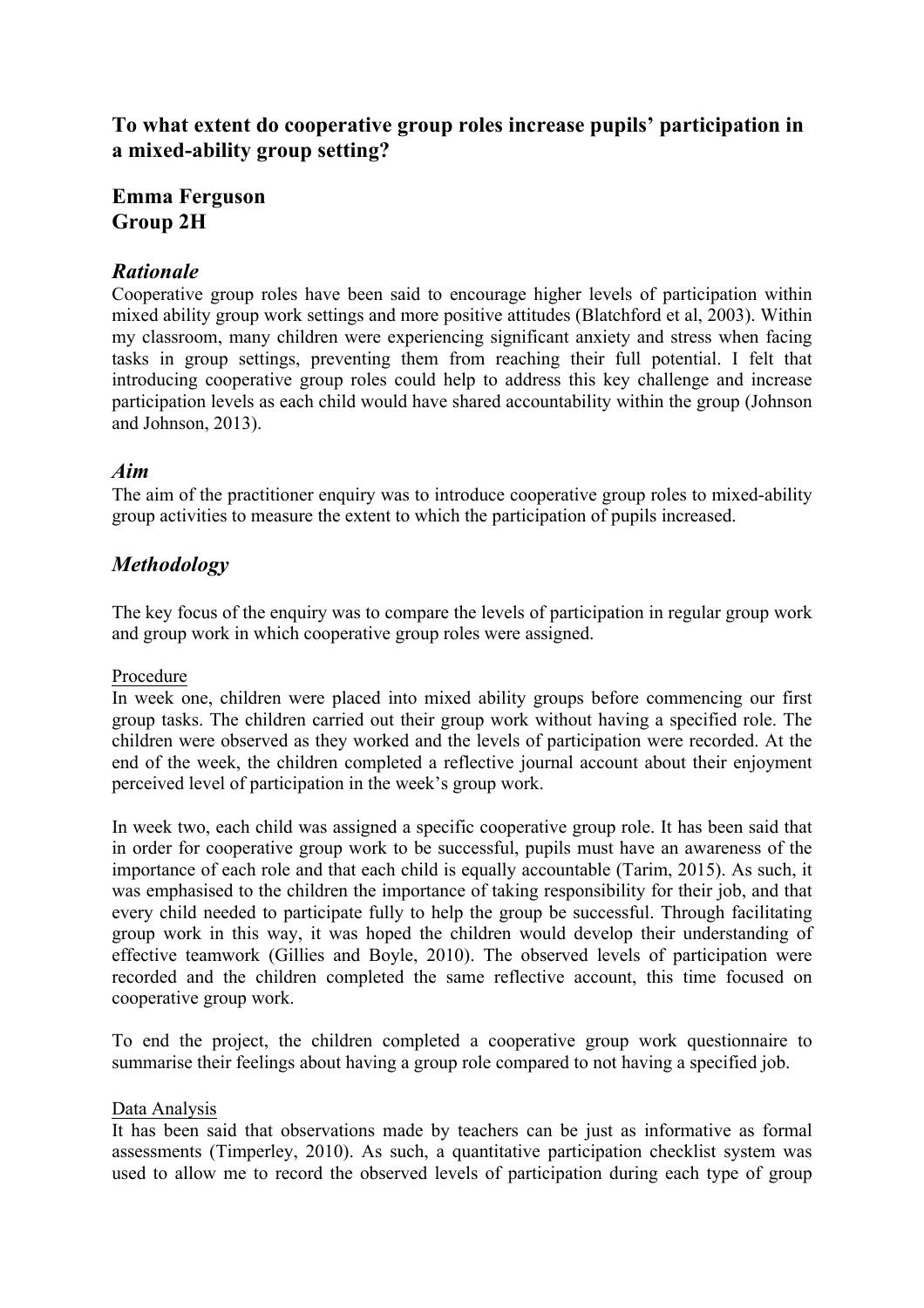# To what extent do cooperative group roles increase pupils' participation in a mixed-ability group setting?

**Emma Ferguson**
**Group 2H**

## *Rationale*

Cooperative group roles have been said to encourage higher levels of participation within mixed ability group work settings and more positive attitudes (Blatchford et al, 2003). Within my classroom, many children were experiencing significant anxiety and stress when facing tasks in group settings, preventing them from reaching their full potential. I felt that introducing cooperative group roles could help to address this key challenge and increase participation levels as each child would have shared accountability within the group (Johnson and Johnson, 2013).

## *Aim*

The aim of the practitioner enquiry was to introduce cooperative group roles to mixed-ability group activities to measure the extent to which the participation of pupils increased.

## *Methodology*

The key focus of the enquiry was to compare the levels of participation in regular group work and group work in which cooperative group roles were assigned.

### Procedure

In week one, children were placed into mixed ability groups before commencing our first group tasks. The children carried out their group work without having a specified role. The children were observed as they worked and the levels of participation were recorded. At the end of the week, the children completed a reflective journal account about their enjoyment perceived level of participation in the week's group work.

In week two, each child was assigned a specific cooperative group role. It has been said that in order for cooperative group work to be successful, pupils must have an awareness of the importance of each role and that each child is equally accountable (Tarim, 2015). As such, it was emphasised to the children the importance of taking responsibility for their job, and that every child needed to participate fully to help the group be successful. Through facilitating group work in this way, it was hoped the children would develop their understanding of effective teamwork (Gillies and Boyle, 2010). The observed levels of participation were recorded and the children completed the same reflective account, this time focused on cooperative group work.

To end the project, the children completed a cooperative group work questionnaire to summarise their feelings about having a group role compared to not having a specified job.

### Data Analysis

It has been said that observations made by teachers can be just as informative as formal assessments (Timperley, 2010). As such, a quantitative participation checklist system was used to allow me to record the observed levels of participation during each type of group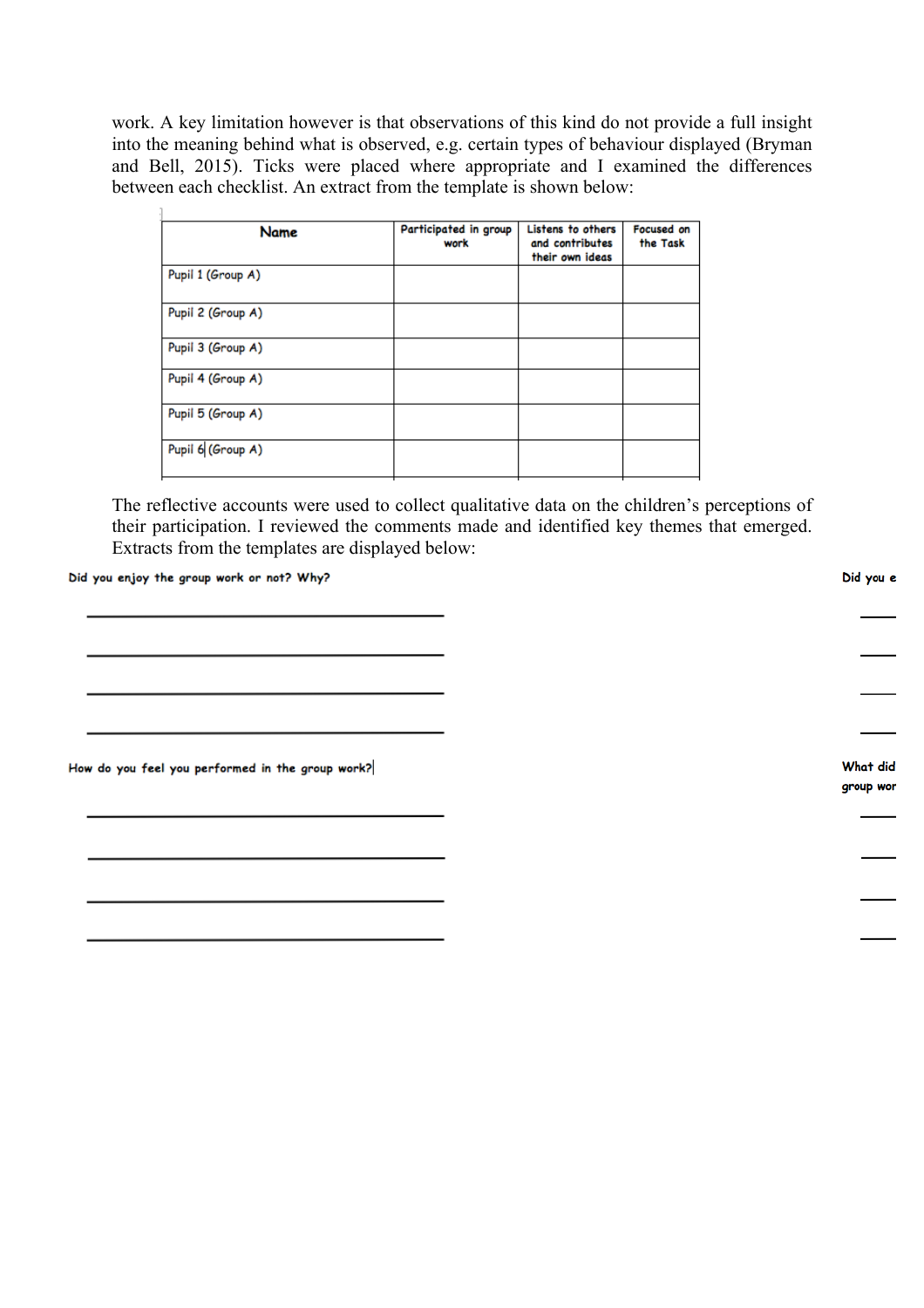work. A key limitation however is that observations of this kind do not provide a full insight into the meaning behind what is observed, e.g. certain types of behaviour displayed (Bryman and Bell, 2015). Ticks were placed where appropriate and I examined the differences between each checklist. An extract from the template is shown below:

| Name | Participated in group work | Listens to others and contributes their own ideas | Focused on the Task |
|---|---|---|---|
| Pupil 1 (Group A) | | | |
| Pupil 2 (Group A) | | | |
| Pupil 3 (Group A) | | | |
| Pupil 4 (Group A) | | | |
| Pupil 5 (Group A) | | | |
| Pupil 6 (Group A) | | | |

The reflective accounts were used to collect qualitative data on the children's perceptions of their participation. I reviewed the comments made and identified key themes that emerged. Extracts from the templates are displayed below:

Did you enjoy the group work or not? Why?

\_\_\_\_\_\_\_\_\_\_\_\_\_\_\_\_\_\_\_\_\_\_\_\_\_\_\_\_\_\_\_\_\_\_\_\_\_\_\_\_\_\_\_\_

\_\_\_\_\_\_\_\_\_\_\_\_\_\_\_\_\_\_\_\_\_\_\_\_\_\_\_\_\_\_\_\_\_\_\_\_\_\_\_\_\_\_\_\_

\_\_\_\_\_\_\_\_\_\_\_\_\_\_\_\_\_\_\_\_\_\_\_\_\_\_\_\_\_\_\_\_\_\_\_\_\_\_\_\_\_\_\_\_

\_\_\_\_\_\_\_\_\_\_\_\_\_\_\_\_\_\_\_\_\_\_\_\_\_\_\_\_\_\_\_\_\_\_\_\_\_\_\_\_\_\_\_\_

How do you feel you performed in the group work?

\_\_\_\_\_\_\_\_\_\_\_\_\_\_\_\_\_\_\_\_\_\_\_\_\_\_\_\_\_\_\_\_\_\_\_\_\_\_\_\_\_\_\_\_

\_\_\_\_\_\_\_\_\_\_\_\_\_\_\_\_\_\_\_\_\_\_\_\_\_\_\_\_\_\_\_\_\_\_\_\_\_\_\_\_\_\_\_\_

\_\_\_\_\_\_\_\_\_\_\_\_\_\_\_\_\_\_\_\_\_\_\_\_\_\_\_\_\_\_\_\_\_\_\_\_\_\_\_\_\_\_\_\_

\_\_\_\_\_\_\_\_\_\_\_\_\_\_\_\_\_\_\_\_\_\_\_\_\_\_\_\_\_\_\_\_\_\_\_\_\_\_\_\_\_\_\_\_

Did you e

What did group wor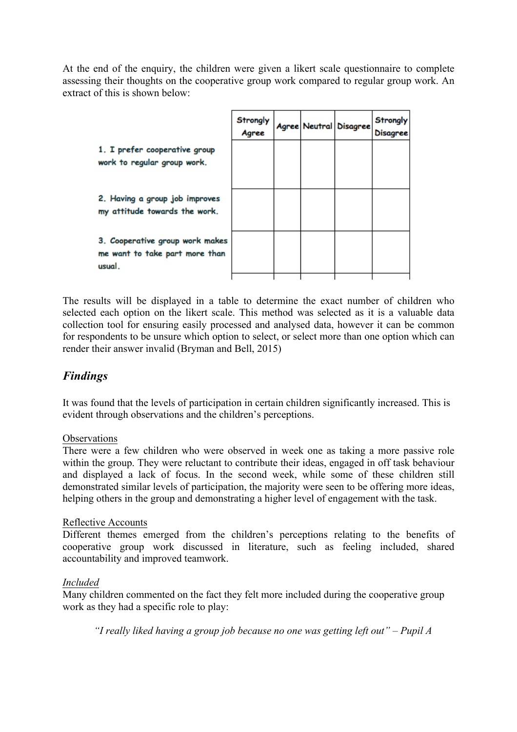At the end of the enquiry, the children were given a likert scale questionnaire to complete assessing their thoughts on the cooperative group work compared to regular group work. An extract of this is shown below:

| | Strongly Agree | Agree | Neutral | Disagree | Strongly Disagree |
|---|---|---|---|---|---|
| 1. I prefer cooperative group work to regular group work. | | | | | |
| 2. Having a group job improves my attitude towards the work. | | | | | |
| 3. Cooperative group work makes me want to take part more than usual. | | | | | |

The results will be displayed in a table to determine the exact number of children who selected each option on the likert scale. This method was selected as it is a valuable data collection tool for ensuring easily processed and analysed data, however it can be common for respondents to be unsure which option to select, or select more than one option which can render their answer invalid (Bryman and Bell, 2015)

## *Findings*

It was found that the levels of participation in certain children significantly increased. This is evident through observations and the children's perceptions.

Observations

There were a few children who were observed in week one as taking a more passive role within the group. They were reluctant to contribute their ideas, engaged in off task behaviour and displayed a lack of focus. In the second week, while some of these children still demonstrated similar levels of participation, the majority were seen to be offering more ideas, helping others in the group and demonstrating a higher level of engagement with the task.

Reflective Accounts

Different themes emerged from the children's perceptions relating to the benefits of cooperative group work discussed in literature, such as feeling included, shared accountability and improved teamwork.

*Included*

Many children commented on the fact they felt more included during the cooperative group work as they had a specific role to play:

> *"I really liked having a group job because no one was getting left out" – Pupil A*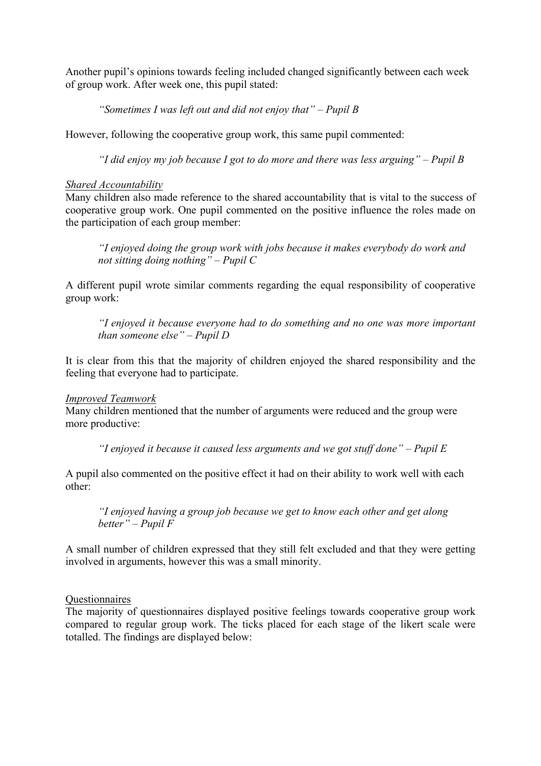Another pupil's opinions towards feeling included changed significantly between each week of group work. After week one, this pupil stated:

> *"Sometimes I was left out and did not enjoy that" – Pupil B*

However, following the cooperative group work, this same pupil commented:

> *"I did enjoy my job because I got to do more and there was less arguing" – Pupil B*

<u>*Shared Accountability*</u>

Many children also made reference to the shared accountability that is vital to the success of cooperative group work. One pupil commented on the positive influence the roles made on the participation of each group member:

> *"I enjoyed doing the group work with jobs because it makes everybody do work and not sitting doing nothing" – Pupil C*

A different pupil wrote similar comments regarding the equal responsibility of cooperative group work:

> *"I enjoyed it because everyone had to do something and no one was more important than someone else" – Pupil D*

It is clear from this that the majority of children enjoyed the shared responsibility and the feeling that everyone had to participate.

<u>*Improved Teamwork*</u>

Many children mentioned that the number of arguments were reduced and the group were more productive:

> *"I enjoyed it because it caused less arguments and we got stuff done" – Pupil E*

A pupil also commented on the positive effect it had on their ability to work well with each other:

> *"I enjoyed having a group job because we get to know each other and get along better" – Pupil F*

A small number of children expressed that they still felt excluded and that they were getting involved in arguments, however this was a small minority.

<u>Questionnaires</u>

The majority of questionnaires displayed positive feelings towards cooperative group work compared to regular group work. The ticks placed for each stage of the likert scale were totalled. The findings are displayed below: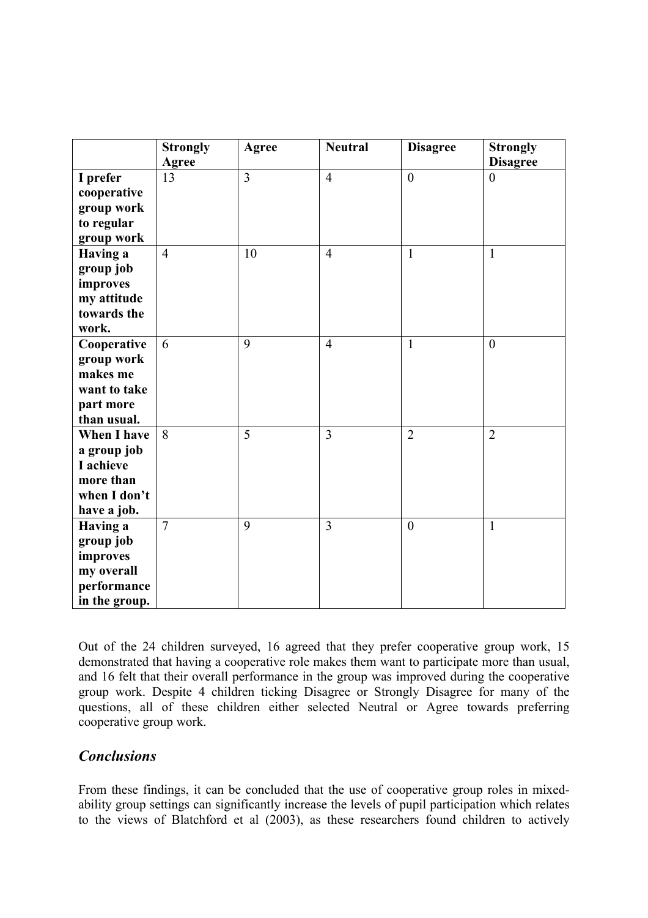| | **Strongly Agree** | **Agree** | **Neutral** | **Disagree** | **Strongly Disagree** |
|---|---|---|---|---|---|
| **I prefer cooperative group work to regular group work** | 13 | 3 | 4 | 0 | 0 |
| **Having a group job improves my attitude towards the work.** | 4 | 10 | 4 | 1 | 1 |
| **Cooperative group work makes me want to take part more than usual.** | 6 | 9 | 4 | 1 | 0 |
| **When I have a group job I achieve more than when I don't have a job.** | 8 | 5 | 3 | 2 | 2 |
| **Having a group job improves my overall performance in the group.** | 7 | 9 | 3 | 0 | 1 |

Out of the 24 children surveyed, 16 agreed that they prefer cooperative group work, 15 demonstrated that having a cooperative role makes them want to participate more than usual, and 16 felt that their overall performance in the group was improved during the cooperative group work. Despite 4 children ticking Disagree or Strongly Disagree for many of the questions, all of these children either selected Neutral or Agree towards preferring cooperative group work.

## *Conclusions*

From these findings, it can be concluded that the use of cooperative group roles in mixed-ability group settings can significantly increase the levels of pupil participation which relates to the views of Blatchford et al (2003), as these researchers found children to actively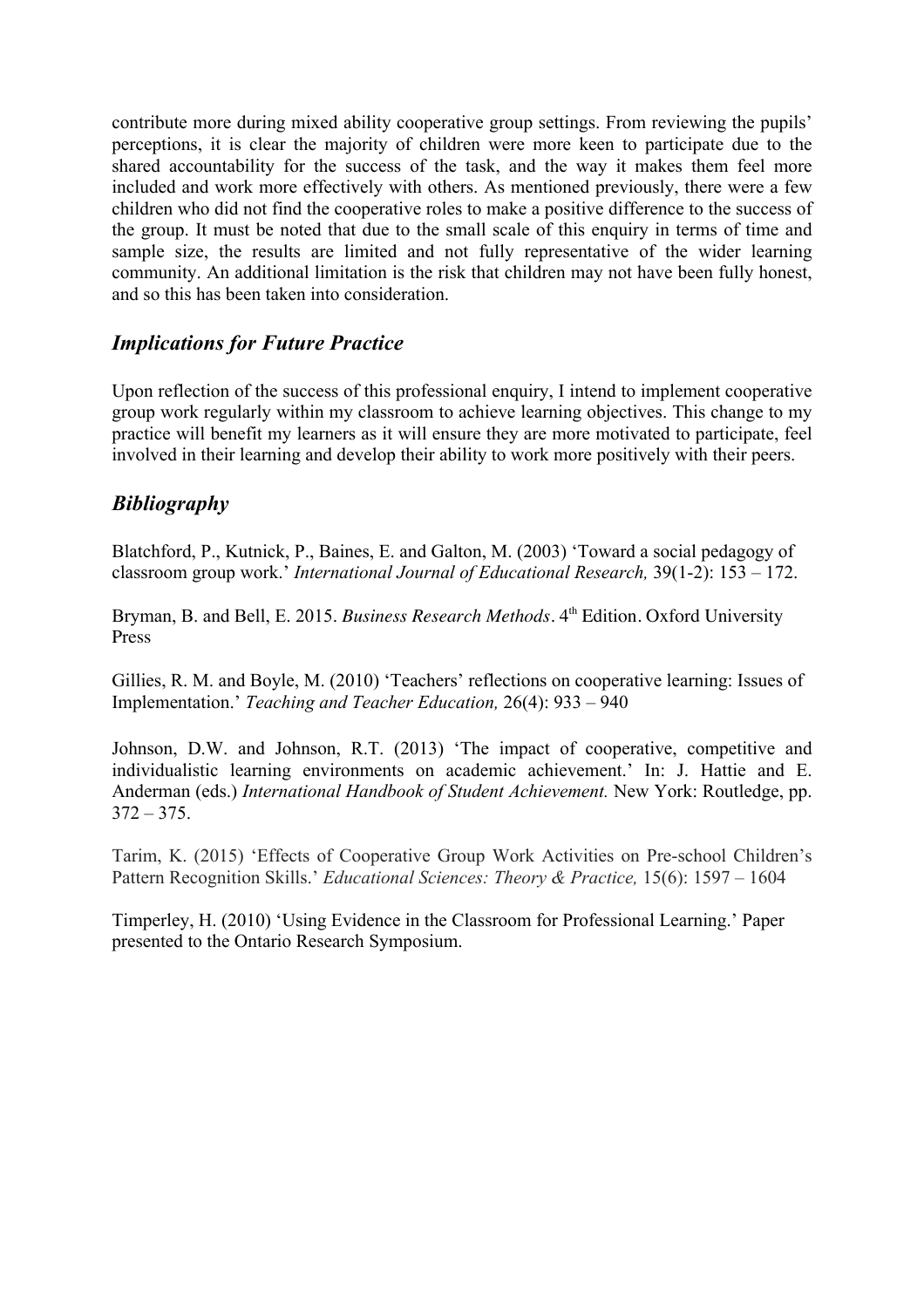contribute more during mixed ability cooperative group settings. From reviewing the pupils' perceptions, it is clear the majority of children were more keen to participate due to the shared accountability for the success of the task, and the way it makes them feel more included and work more effectively with others. As mentioned previously, there were a few children who did not find the cooperative roles to make a positive difference to the success of the group. It must be noted that due to the small scale of this enquiry in terms of time and sample size, the results are limited and not fully representative of the wider learning community. An additional limitation is the risk that children may not have been fully honest, and so this has been taken into consideration.

## *Implications for Future Practice*

Upon reflection of the success of this professional enquiry, I intend to implement cooperative group work regularly within my classroom to achieve learning objectives. This change to my practice will benefit my learners as it will ensure they are more motivated to participate, feel involved in their learning and develop their ability to work more positively with their peers.

## *Bibliography*

Blatchford, P., Kutnick, P., Baines, E. and Galton, M. (2003) 'Toward a social pedagogy of classroom group work.' *International Journal of Educational Research,* 39(1-2): 153 – 172.

Bryman, B. and Bell, E. 2015. *Business Research Methods*. 4th Edition. Oxford University Press

Gillies, R. M. and Boyle, M. (2010) 'Teachers' reflections on cooperative learning: Issues of Implementation.' *Teaching and Teacher Education,* 26(4): 933 – 940

Johnson, D.W. and Johnson, R.T. (2013) 'The impact of cooperative, competitive and individualistic learning environments on academic achievement.' In: J. Hattie and E. Anderman (eds.) *International Handbook of Student Achievement.* New York: Routledge, pp. 372 – 375.

Tarim, K. (2015) 'Effects of Cooperative Group Work Activities on Pre-school Children's Pattern Recognition Skills.' *Educational Sciences: Theory & Practice,* 15(6): 1597 – 1604

Timperley, H. (2010) 'Using Evidence in the Classroom for Professional Learning.' Paper presented to the Ontario Research Symposium.